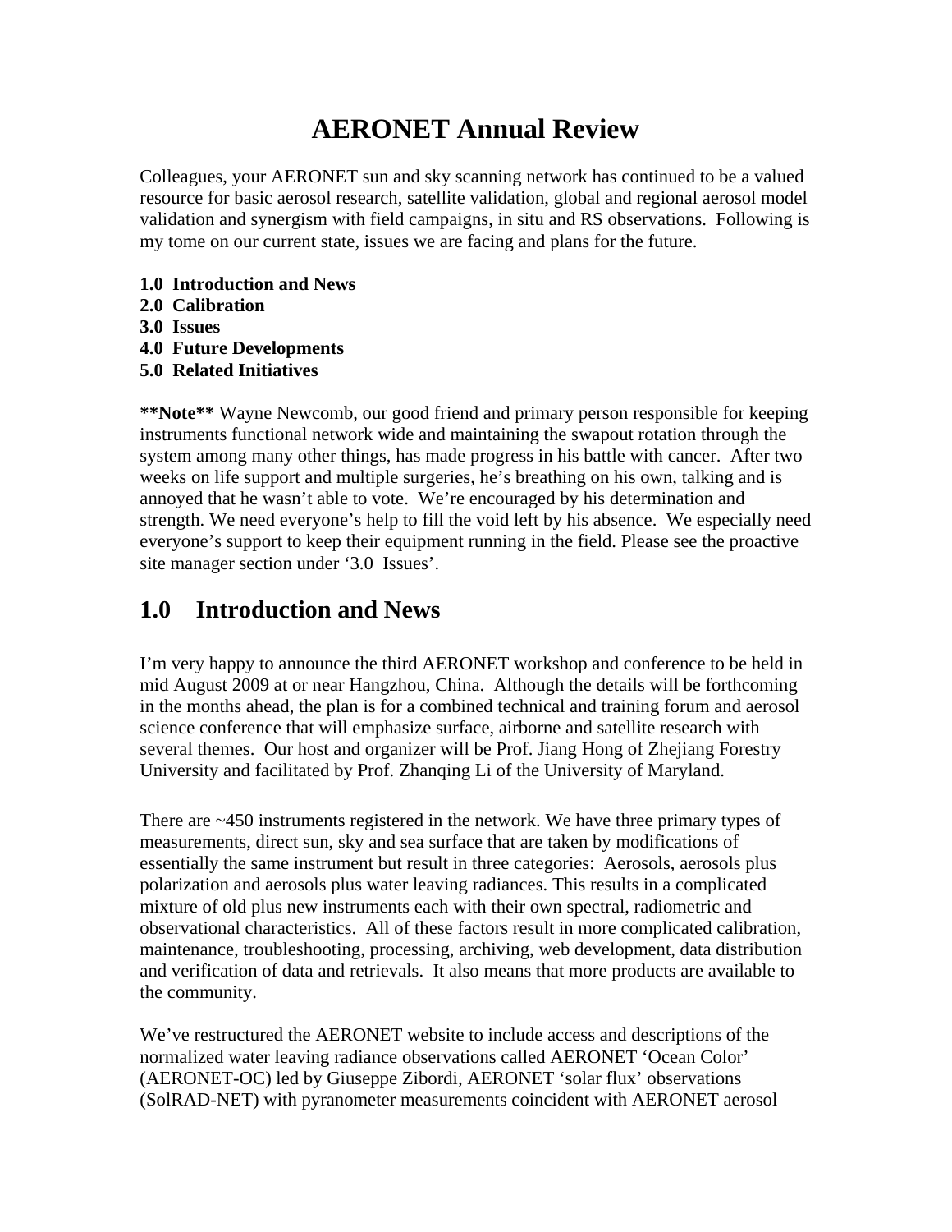# AERONET Annual Review

Colleagues, your AERONET sun and sky scanning network has continued to be a valued resource for basic aerosol research, satellite validation, global and regional aerosol model validation and synergism with field campaigns, in situ and RS observations.  Following is my tome on our current state, issues we are facing and plans for the future.

**1.0  Introduction and News**
**2.0  Calibration**
**3.0  Issues**
**4.0  Future Developments**
**5.0  Related Initiatives**

****Note**** Wayne Newcomb, our good friend and primary person responsible for keeping instruments functional network wide and maintaining the swapout rotation through the system among many other things, has made progress in his battle with cancer.  After two weeks on life support and multiple surgeries, he's breathing on his own, talking and is annoyed that he wasn't able to vote.  We're encouraged by his determination and strength. We need everyone's help to fill the void left by his absence.  We especially need everyone's support to keep their equipment running in the field. Please see the proactive site manager section under '3.0  Issues'.

## 1.0 Introduction and News

I'm very happy to announce the third AERONET workshop and conference to be held in mid August 2009 at or near Hangzhou, China.  Although the details will be forthcoming in the months ahead, the plan is for a combined technical and training forum and aerosol science conference that will emphasize surface, airborne and satellite research with several themes.  Our host and organizer will be Prof. Jiang Hong of Zhejiang Forestry University and facilitated by Prof. Zhanqing Li of the University of Maryland.

There are ~450 instruments registered in the network. We have three primary types of measurements, direct sun, sky and sea surface that are taken by modifications of essentially the same instrument but result in three categories:  Aerosols, aerosols plus polarization and aerosols plus water leaving radiances. This results in a complicated mixture of old plus new instruments each with their own spectral, radiometric and observational characteristics.  All of these factors result in more complicated calibration, maintenance, troubleshooting, processing, archiving, web development, data distribution and verification of data and retrievals.  It also means that more products are available to the community.

We've restructured the AERONET website to include access and descriptions of the normalized water leaving radiance observations called AERONET 'Ocean Color' (AERONET-OC) led by Giuseppe Zibordi, AERONET 'solar flux' observations (SolRAD-NET) with pyranometer measurements coincident with AERONET aerosol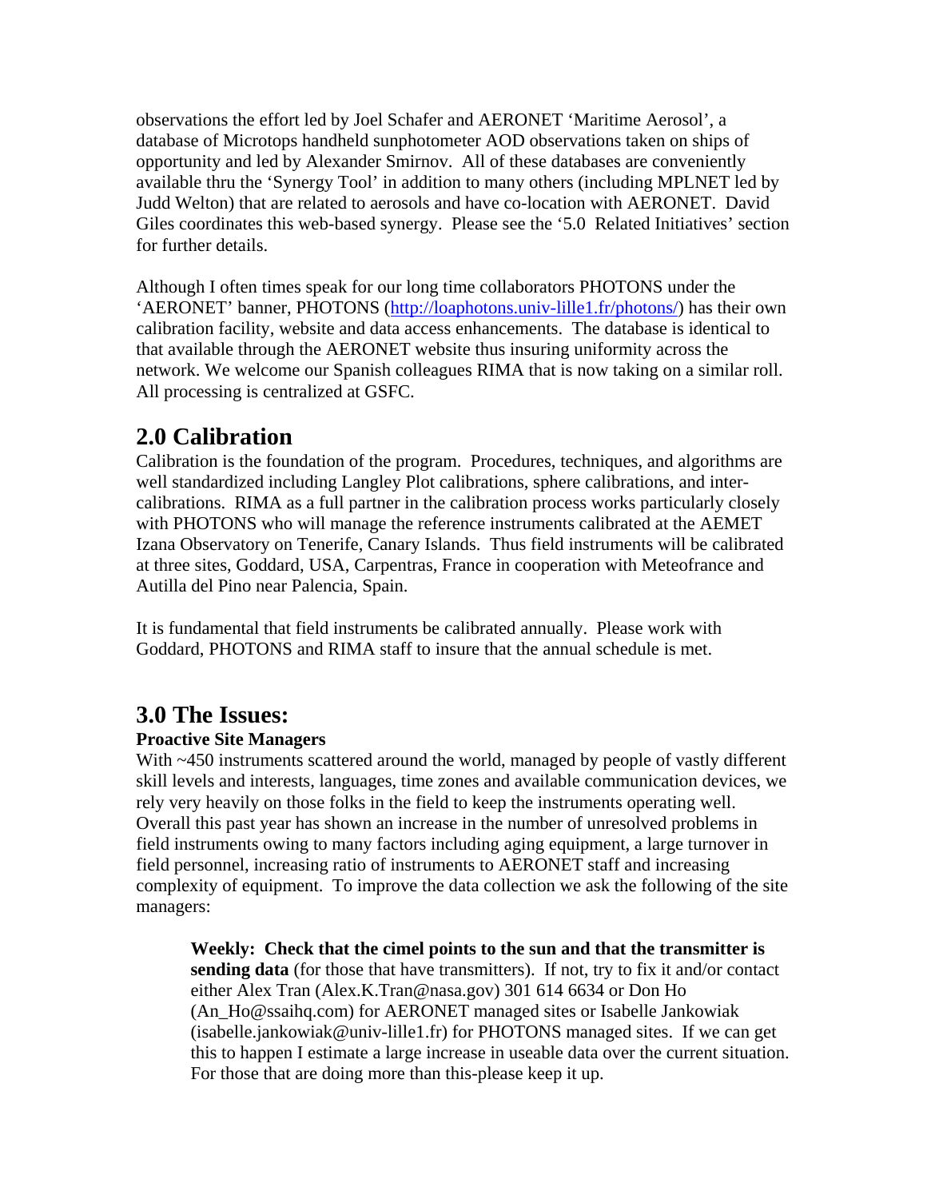observations the effort led by Joel Schafer and AERONET 'Maritime Aerosol', a database of Microtops handheld sunphotometer AOD observations taken on ships of opportunity and led by Alexander Smirnov. All of these databases are conveniently available thru the 'Synergy Tool' in addition to many others (including MPLNET led by Judd Welton) that are related to aerosols and have co-location with AERONET. David Giles coordinates this web-based synergy. Please see the '5.0 Related Initiatives' section for further details.

Although I often times speak for our long time collaborators PHOTONS under the 'AERONET' banner, PHOTONS (http://loaphotons.univ-lille1.fr/photons/) has their own calibration facility, website and data access enhancements. The database is identical to that available through the AERONET website thus insuring uniformity across the network. We welcome our Spanish colleagues RIMA that is now taking on a similar roll. All processing is centralized at GSFC.

## 2.0 Calibration

Calibration is the foundation of the program. Procedures, techniques, and algorithms are well standardized including Langley Plot calibrations, sphere calibrations, and inter-calibrations. RIMA as a full partner in the calibration process works particularly closely with PHOTONS who will manage the reference instruments calibrated at the AEMET Izana Observatory on Tenerife, Canary Islands. Thus field instruments will be calibrated at three sites, Goddard, USA, Carpentras, France in cooperation with Meteofrance and Autilla del Pino near Palencia, Spain.

It is fundamental that field instruments be calibrated annually. Please work with Goddard, PHOTONS and RIMA staff to insure that the annual schedule is met.

## 3.0 The Issues:

**Proactive Site Managers**

With ~450 instruments scattered around the world, managed by people of vastly different skill levels and interests, languages, time zones and available communication devices, we rely very heavily on those folks in the field to keep the instruments operating well. Overall this past year has shown an increase in the number of unresolved problems in field instruments owing to many factors including aging equipment, a large turnover in field personnel, increasing ratio of instruments to AERONET staff and increasing complexity of equipment. To improve the data collection we ask the following of the site managers:

> **Weekly: Check that the cimel points to the sun and that the transmitter is sending data** (for those that have transmitters). If not, try to fix it and/or contact either Alex Tran (Alex.K.Tran@nasa.gov) 301 614 6634 or Don Ho (An_Ho@ssaihq.com) for AERONET managed sites or Isabelle Jankowiak (isabelle.jankowiak@univ-lille1.fr) for PHOTONS managed sites. If we can get this to happen I estimate a large increase in useable data over the current situation. For those that are doing more than this-please keep it up.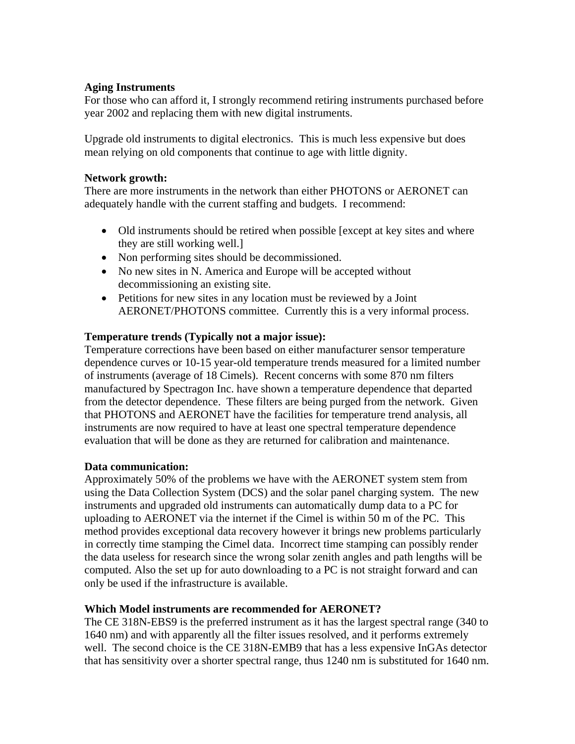**Aging Instruments**

For those who can afford it, I strongly recommend retiring instruments purchased before year 2002 and replacing them with new digital instruments.

Upgrade old instruments to digital electronics. This is much less expensive but does mean relying on old components that continue to age with little dignity.

**Network growth:**

There are more instruments in the network than either PHOTONS or AERONET can adequately handle with the current staffing and budgets. I recommend:

- Old instruments should be retired when possible [except at key sites and where they are still working well.]
- Non performing sites should be decommissioned.
- No new sites in N. America and Europe will be accepted without decommissioning an existing site.
- Petitions for new sites in any location must be reviewed by a Joint AERONET/PHOTONS committee. Currently this is a very informal process.

**Temperature trends (Typically not a major issue):**

Temperature corrections have been based on either manufacturer sensor temperature dependence curves or 10-15 year-old temperature trends measured for a limited number of instruments (average of 18 Cimels). Recent concerns with some 870 nm filters manufactured by Spectragon Inc. have shown a temperature dependence that departed from the detector dependence. These filters are being purged from the network. Given that PHOTONS and AERONET have the facilities for temperature trend analysis, all instruments are now required to have at least one spectral temperature dependence evaluation that will be done as they are returned for calibration and maintenance.

**Data communication:**

Approximately 50% of the problems we have with the AERONET system stem from using the Data Collection System (DCS) and the solar panel charging system. The new instruments and upgraded old instruments can automatically dump data to a PC for uploading to AERONET via the internet if the Cimel is within 50 m of the PC. This method provides exceptional data recovery however it brings new problems particularly in correctly time stamping the Cimel data. Incorrect time stamping can possibly render the data useless for research since the wrong solar zenith angles and path lengths will be computed. Also the set up for auto downloading to a PC is not straight forward and can only be used if the infrastructure is available.

**Which Model instruments are recommended for AERONET?**

The CE 318N-EBS9 is the preferred instrument as it has the largest spectral range (340 to 1640 nm) and with apparently all the filter issues resolved, and it performs extremely well. The second choice is the CE 318N-EMB9 that has a less expensive InGAs detector that has sensitivity over a shorter spectral range, thus 1240 nm is substituted for 1640 nm.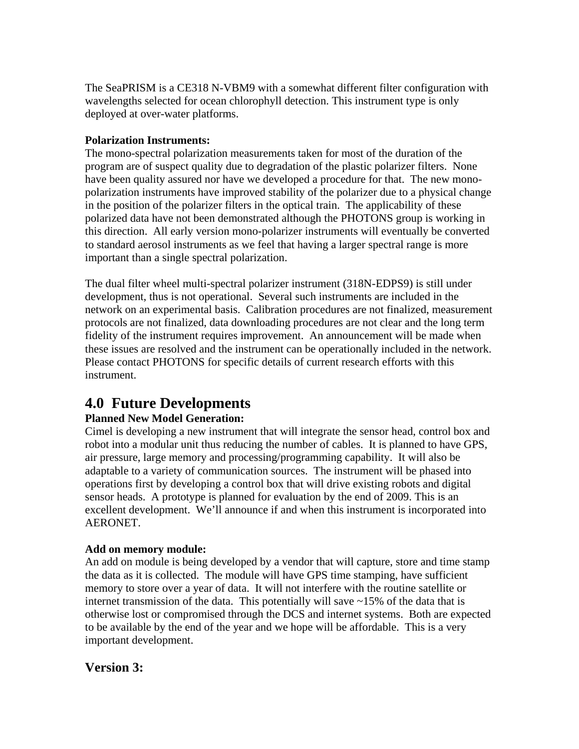The SeaPRISM is a CE318 N-VBM9 with a somewhat different filter configuration with wavelengths selected for ocean chlorophyll detection. This instrument type is only deployed at over-water platforms.

**Polarization Instruments:**
The mono-spectral polarization measurements taken for most of the duration of the program are of suspect quality due to degradation of the plastic polarizer filters. None have been quality assured nor have we developed a procedure for that. The new mono-polarization instruments have improved stability of the polarizer due to a physical change in the position of the polarizer filters in the optical train. The applicability of these polarized data have not been demonstrated although the PHOTONS group is working in this direction. All early version mono-polarizer instruments will eventually be converted to standard aerosol instruments as we feel that having a larger spectral range is more important than a single spectral polarization.

The dual filter wheel multi-spectral polarizer instrument (318N-EDPS9) is still under development, thus is not operational. Several such instruments are included in the network on an experimental basis. Calibration procedures are not finalized, measurement protocols are not finalized, data downloading procedures are not clear and the long term fidelity of the instrument requires improvement. An announcement will be made when these issues are resolved and the instrument can be operationally included in the network. Please contact PHOTONS for specific details of current research efforts with this instrument.

## 4.0 Future Developments

**Planned New Model Generation:**
Cimel is developing a new instrument that will integrate the sensor head, control box and robot into a modular unit thus reducing the number of cables. It is planned to have GPS, air pressure, large memory and processing/programming capability. It will also be adaptable to a variety of communication sources. The instrument will be phased into operations first by developing a control box that will drive existing robots and digital sensor heads. A prototype is planned for evaluation by the end of 2009. This is an excellent development. We'll announce if and when this instrument is incorporated into AERONET.

**Add on memory module:**
An add on module is being developed by a vendor that will capture, store and time stamp the data as it is collected. The module will have GPS time stamping, have sufficient memory to store over a year of data. It will not interfere with the routine satellite or internet transmission of the data. This potentially will save ~15% of the data that is otherwise lost or compromised through the DCS and internet systems. Both are expected to be available by the end of the year and we hope will be affordable. This is a very important development.

## Version 3: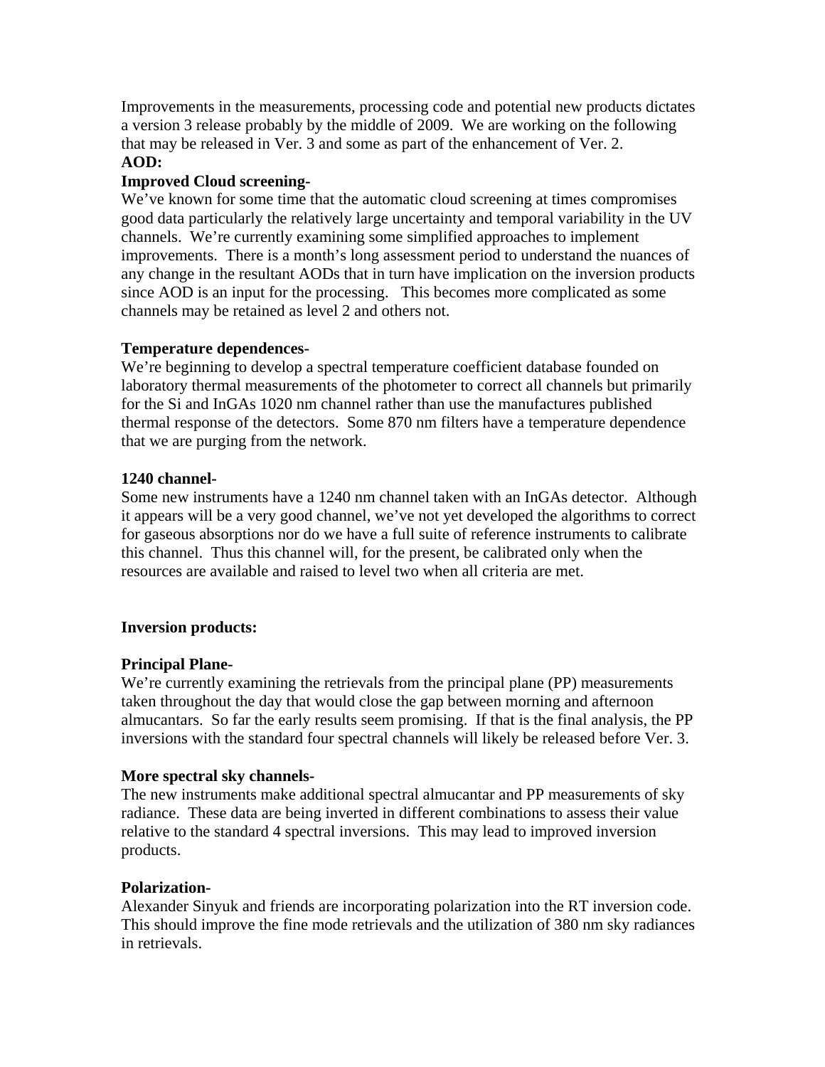Improvements in the measurements, processing code and potential new products dictates a version 3 release probably by the middle of 2009. We are working on the following that may be released in Ver. 3 and some as part of the enhancement of Ver. 2.

**AOD:**

**Improved Cloud screening-**

We've known for some time that the automatic cloud screening at times compromises good data particularly the relatively large uncertainty and temporal variability in the UV channels. We're currently examining some simplified approaches to implement improvements. There is a month's long assessment period to understand the nuances of any change in the resultant AODs that in turn have implication on the inversion products since AOD is an input for the processing. This becomes more complicated as some channels may be retained as level 2 and others not.

**Temperature dependences-**

We're beginning to develop a spectral temperature coefficient database founded on laboratory thermal measurements of the photometer to correct all channels but primarily for the Si and InGAs 1020 nm channel rather than use the manufactures published thermal response of the detectors. Some 870 nm filters have a temperature dependence that we are purging from the network.

**1240 channel-**

Some new instruments have a 1240 nm channel taken with an InGAs detector. Although it appears will be a very good channel, we've not yet developed the algorithms to correct for gaseous absorptions nor do we have a full suite of reference instruments to calibrate this channel. Thus this channel will, for the present, be calibrated only when the resources are available and raised to level two when all criteria are met.

**Inversion products:**

**Principal Plane-**

We're currently examining the retrievals from the principal plane (PP) measurements taken throughout the day that would close the gap between morning and afternoon almucantars. So far the early results seem promising. If that is the final analysis, the PP inversions with the standard four spectral channels will likely be released before Ver. 3.

**More spectral sky channels-**

The new instruments make additional spectral almucantar and PP measurements of sky radiance. These data are being inverted in different combinations to assess their value relative to the standard 4 spectral inversions. This may lead to improved inversion products.

**Polarization-**

Alexander Sinyuk and friends are incorporating polarization into the RT inversion code. This should improve the fine mode retrievals and the utilization of 380 nm sky radiances in retrievals.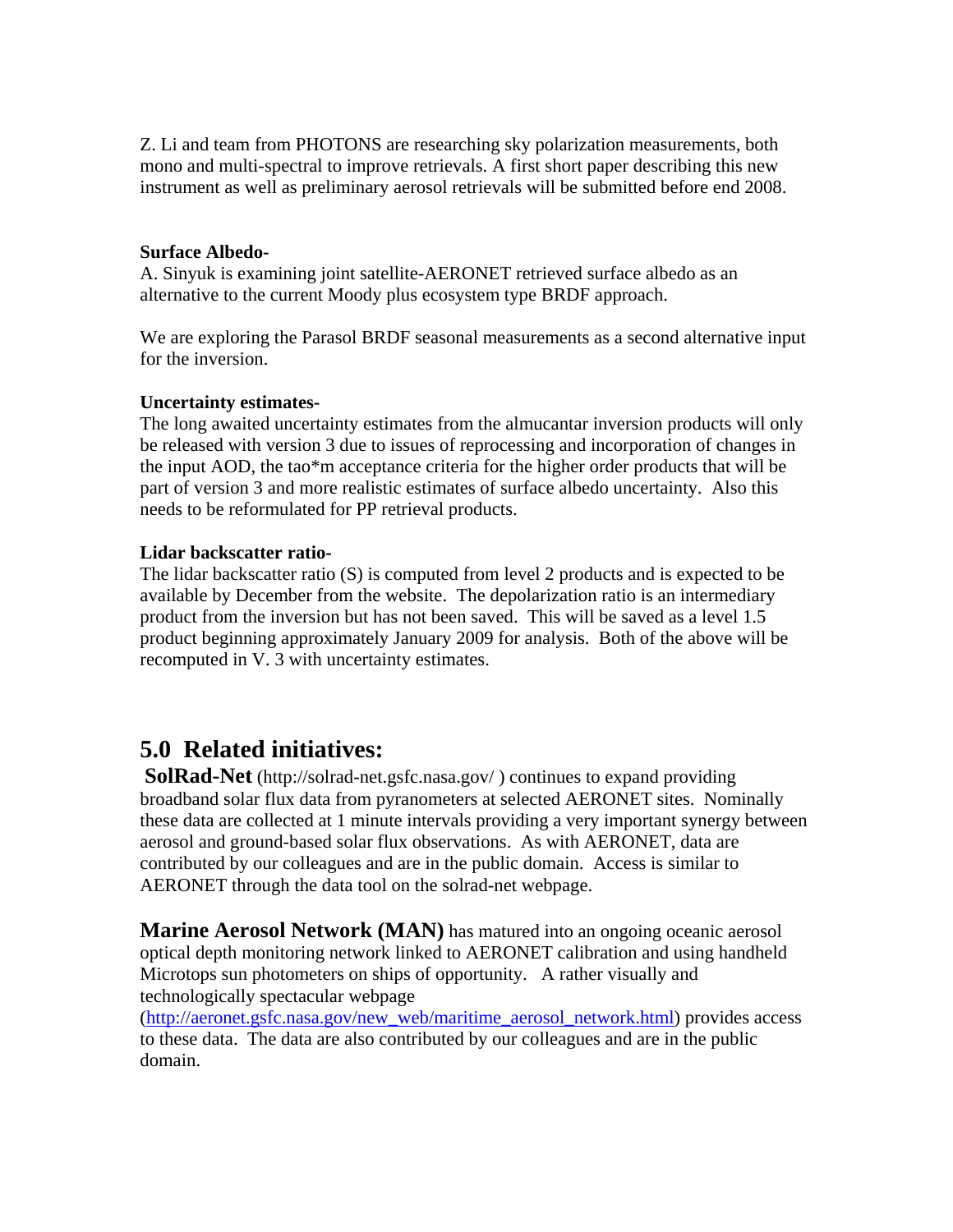Z. Li and team from PHOTONS are researching sky polarization measurements, both mono and multi-spectral to improve retrievals. A first short paper describing this new instrument as well as preliminary aerosol retrievals will be submitted before end 2008.

**Surface Albedo-**
A. Sinyuk is examining joint satellite-AERONET retrieved surface albedo as an alternative to the current Moody plus ecosystem type BRDF approach.

We are exploring the Parasol BRDF seasonal measurements as a second alternative input for the inversion.

**Uncertainty estimates-**
The long awaited uncertainty estimates from the almucantar inversion products will only be released with version 3 due to issues of reprocessing and incorporation of changes in the input AOD, the tao*m acceptance criteria for the higher order products that will be part of version 3 and more realistic estimates of surface albedo uncertainty. Also this needs to be reformulated for PP retrieval products.

**Lidar backscatter ratio-**
The lidar backscatter ratio (S) is computed from level 2 products and is expected to be available by December from the website. The depolarization ratio is an intermediary product from the inversion but has not been saved. This will be saved as a level 1.5 product beginning approximately January 2009 for analysis. Both of the above will be recomputed in V. 3 with uncertainty estimates.

## 5.0 Related initiatives:

**SolRad-Net** (http://solrad-net.gsfc.nasa.gov/ ) continues to expand providing broadband solar flux data from pyranometers at selected AERONET sites. Nominally these data are collected at 1 minute intervals providing a very important synergy between aerosol and ground-based solar flux observations. As with AERONET, data are contributed by our colleagues and are in the public domain. Access is similar to AERONET through the data tool on the solrad-net webpage.

**Marine Aerosol Network (MAN)** has matured into an ongoing oceanic aerosol optical depth monitoring network linked to AERONET calibration and using handheld Microtops sun photometers on ships of opportunity. A rather visually and technologically spectacular webpage (http://aeronet.gsfc.nasa.gov/new_web/maritime_aerosol_network.html) provides access to these data. The data are also contributed by our colleagues and are in the public domain.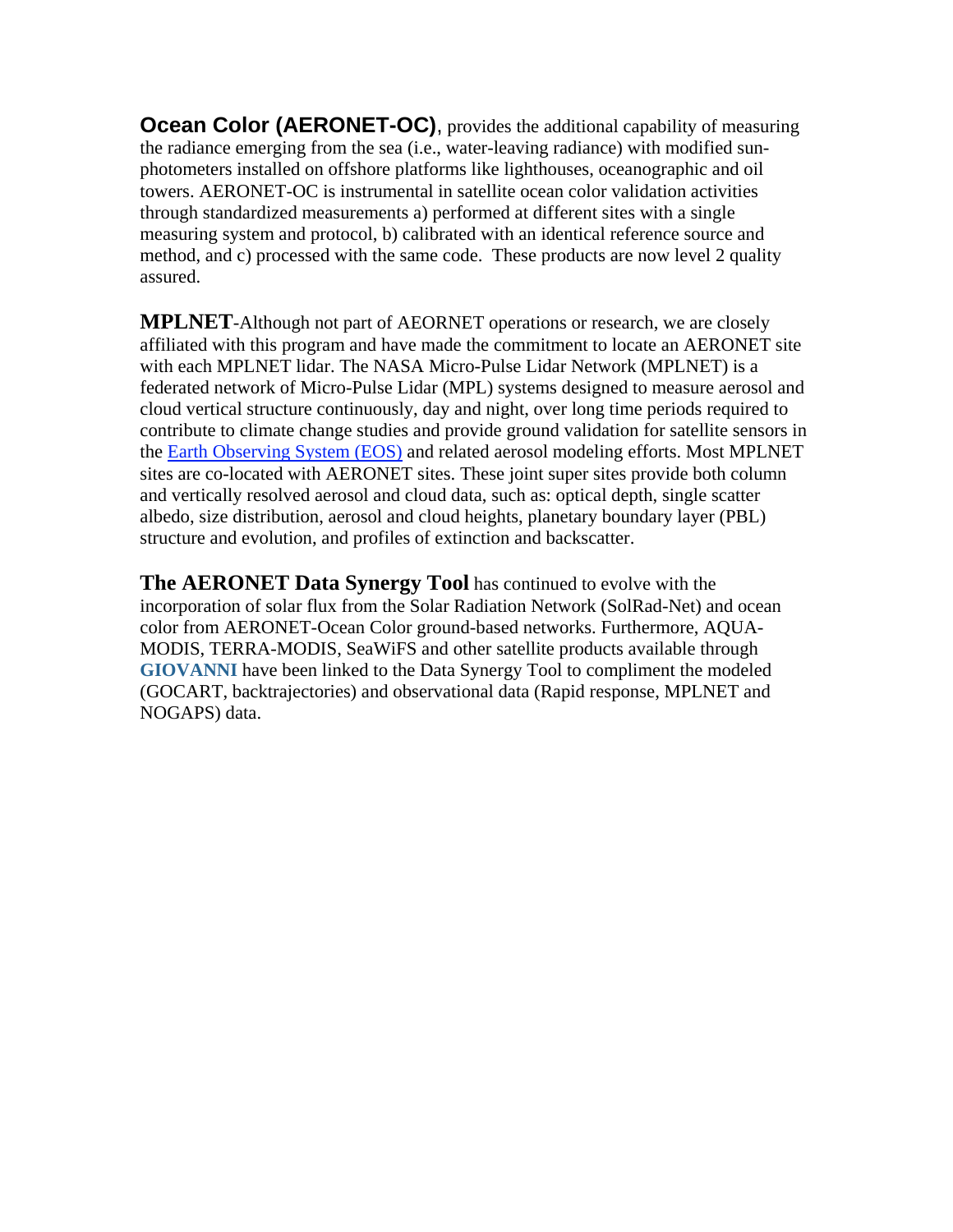**Ocean Color (AERONET-OC)**, provides the additional capability of measuring the radiance emerging from the sea (i.e., water-leaving radiance) with modified sun-photometers installed on offshore platforms like lighthouses, oceanographic and oil towers. AERONET-OC is instrumental in satellite ocean color validation activities through standardized measurements a) performed at different sites with a single measuring system and protocol, b) calibrated with an identical reference source and method, and c) processed with the same code. These products are now level 2 quality assured.

**MPLNET**-Although not part of AEORNET operations or research, we are closely affiliated with this program and have made the commitment to locate an AERONET site with each MPLNET lidar. The NASA Micro-Pulse Lidar Network (MPLNET) is a federated network of Micro-Pulse Lidar (MPL) systems designed to measure aerosol and cloud vertical structure continuously, day and night, over long time periods required to contribute to climate change studies and provide ground validation for satellite sensors in the Earth Observing System (EOS) and related aerosol modeling efforts. Most MPLNET sites are co-located with AERONET sites. These joint super sites provide both column and vertically resolved aerosol and cloud data, such as: optical depth, single scatter albedo, size distribution, aerosol and cloud heights, planetary boundary layer (PBL) structure and evolution, and profiles of extinction and backscatter.

**The AERONET Data Synergy Tool** has continued to evolve with the incorporation of solar flux from the Solar Radiation Network (SolRad-Net) and ocean color from AERONET-Ocean Color ground-based networks. Furthermore, AQUA-MODIS, TERRA-MODIS, SeaWiFS and other satellite products available through **GIOVANNI** have been linked to the Data Synergy Tool to compliment the modeled (GOCART, backtrajectories) and observational data (Rapid response, MPLNET and NOGAPS) data.